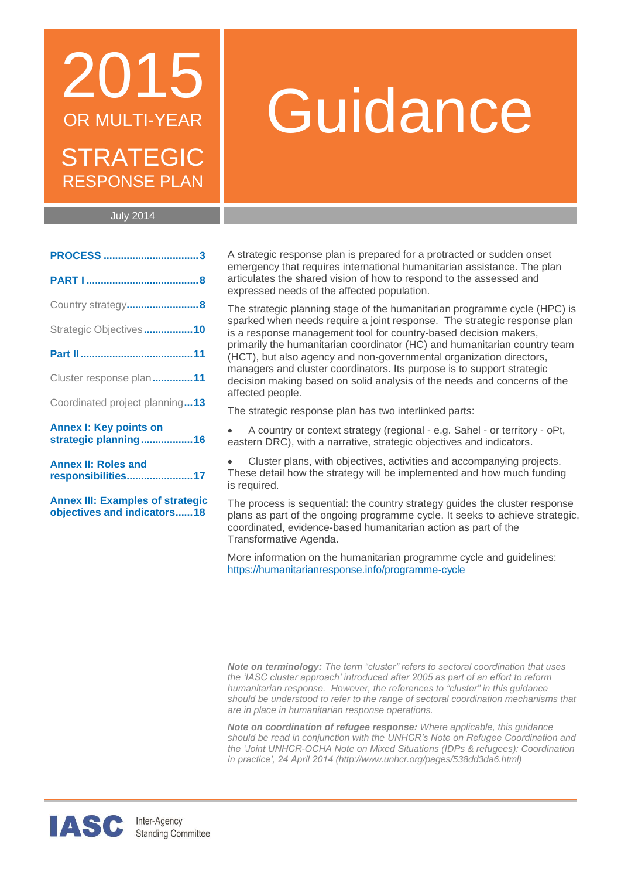# 2015 OR MULTI-YEAR STRATEGIC RESPONSE PLAN

# Guidance

July 2014

**PROCESS** ..... 3

**PART I** ..... 8

Country strategy ..... 8

Strategic Objectives ..... 10

**Part II** ..... 11

Cluster response plan ..... 11

Coordinated project planning ..... 13

**Annex I: Key points on strategic planning** ..... 16

**Annex II: Roles and responsibilities** ..... 17

**Annex III: Examples of strategic objectives and indicators** ..... 18

A strategic response plan is prepared for a protracted or sudden onset emergency that requires international humanitarian assistance. The plan articulates the shared vision of how to respond to the assessed and expressed needs of the affected population.

The strategic planning stage of the humanitarian programme cycle (HPC) is sparked when needs require a joint response. The strategic response plan is a response management tool for country-based decision makers, primarily the humanitarian coordinator (HC) and humanitarian country team (HCT), but also agency and non-governmental organization directors, managers and cluster coordinators. Its purpose is to support strategic decision making based on solid analysis of the needs and concerns of the affected people.

The strategic response plan has two interlinked parts:

- A country or context strategy (regional - e.g. Sahel - or territory - oPt, eastern DRC), with a narrative, strategic objectives and indicators.
- Cluster plans, with objectives, activities and accompanying projects. These detail how the strategy will be implemented and how much funding is required.

The process is sequential: the country strategy guides the cluster response plans as part of the ongoing programme cycle. It seeks to achieve strategic, coordinated, evidence-based humanitarian action as part of the Transformative Agenda.

More information on the humanitarian programme cycle and guidelines: https://humanitarianresponse.info/programme-cycle

***Note on terminology:*** *The term "cluster" refers to sectoral coordination that uses the 'IASC cluster approach' introduced after 2005 as part of an effort to reform humanitarian response. However, the references to "cluster" in this guidance should be understood to refer to the range of sectoral coordination mechanisms that are in place in humanitarian response operations.*

***Note on coordination of refugee response:*** *Where applicable, this guidance should be read in conjunction with the UNHCR's Note on Refugee Coordination and the 'Joint UNHCR-OCHA Note on Mixed Situations (IDPs & refugees): Coordination in practice', 24 April 2014 (http://www.unhcr.org/pages/538dd3da6.html)*

IASC Inter-Agency Standing Committee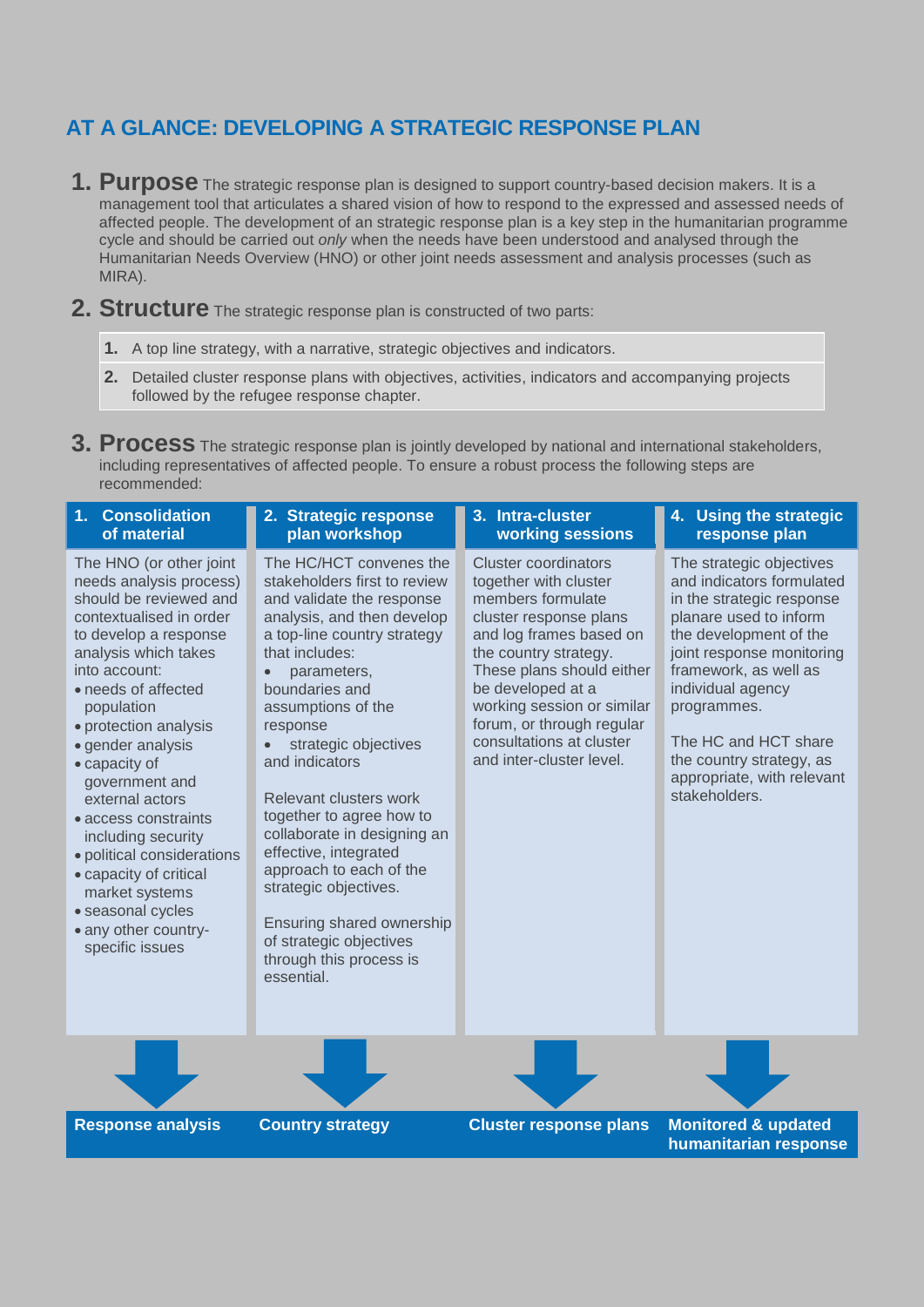# AT A GLANCE: DEVELOPING A STRATEGIC RESPONSE PLAN

## 1. Purpose

The strategic response plan is designed to support country-based decision makers. It is a management tool that articulates a shared vision of how to respond to the expressed and assessed needs of affected people. The development of an strategic response plan is a key step in the humanitarian programme cycle and should be carried out *only* when the needs have been understood and analysed through the Humanitarian Needs Overview (HNO) or other joint needs assessment and analysis processes (such as MIRA).

## 2. Structure

The strategic response plan is constructed of two parts:

1. A top line strategy, with a narrative, strategic objectives and indicators.
2. Detailed cluster response plans with objectives, activities, indicators and accompanying projects followed by the refugee response chapter.

## 3. Process

The strategic response plan is jointly developed by national and international stakeholders, including representatives of affected people. To ensure a robust process the following steps are recommended:

### 1. Consolidation of material

The HNO (or other joint needs analysis process) should be reviewed and contextualised in order to develop a response analysis which takes into account:

- needs of affected population
- protection analysis
- gender analysis
- capacity of government and external actors
- access constraints including security
- political considerations
- capacity of critical market systems
- seasonal cycles
- any other country-specific issues

**→ Response analysis**

### 2. Strategic response plan workshop

The HC/HCT convenes the stakeholders first to review and validate the response analysis, and then develop a top-line country strategy that includes:

- parameters, boundaries and assumptions of the response
- strategic objectives and indicators

Relevant clusters work together to agree how to collaborate in designing an effective, integrated approach to each of the strategic objectives.

Ensuring shared ownership of strategic objectives through this process is essential.

**→ Country strategy**

### 3. Intra-cluster working sessions

Cluster coordinators together with cluster members formulate cluster response plans and log frames based on the country strategy. These plans should either be developed at a working session or similar forum, or through regular consultations at cluster and inter-cluster level.

**→ Cluster response plans**

### 4. Using the strategic response plan

The strategic objectives and indicators formulated in the strategic response planare used to inform the development of the joint response monitoring framework, as well as individual agency programmes.

The HC and HCT share the country strategy, as appropriate, with relevant stakeholders.

**→ Monitored & updated humanitarian response**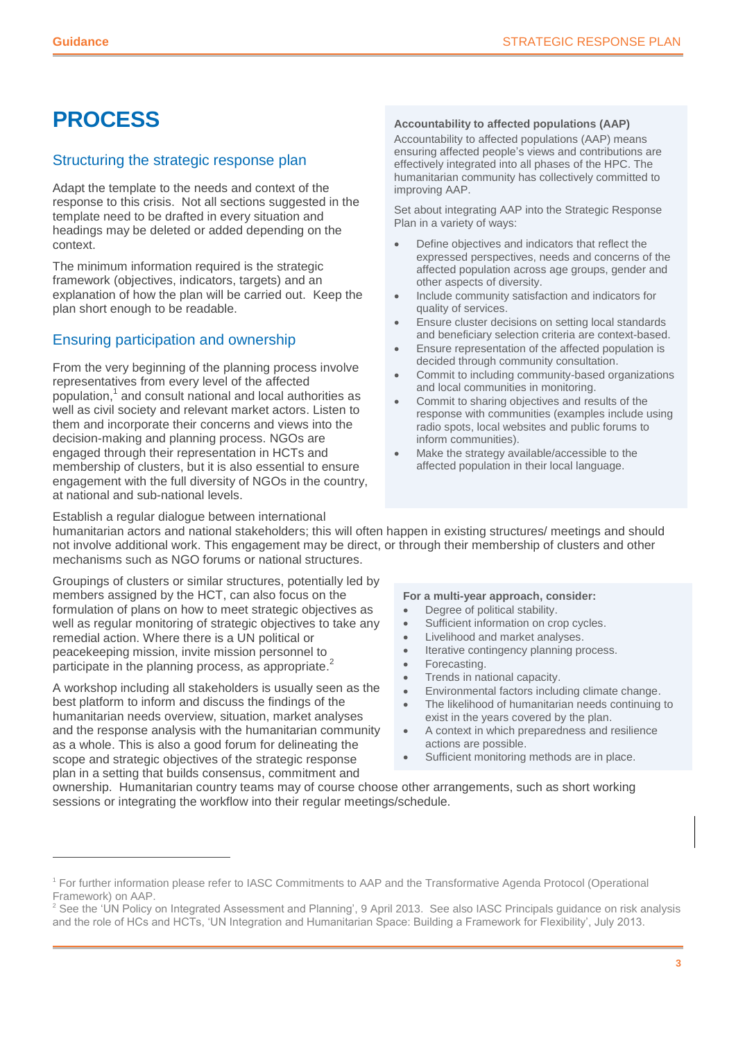# PROCESS

## Structuring the strategic response plan

Adapt the template to the needs and context of the response to this crisis. Not all sections suggested in the template need to be drafted in every situation and headings may be deleted or added depending on the context.

The minimum information required is the strategic framework (objectives, indicators, targets) and an explanation of how the plan will be carried out. Keep the plan short enough to be readable.

## Ensuring participation and ownership

From the very beginning of the planning process involve representatives from every level of the affected population,[1] and consult national and local authorities as well as civil society and relevant market actors. Listen to them and incorporate their concerns and views into the decision-making and planning process. NGOs are engaged through their representation in HCTs and membership of clusters, but it is also essential to ensure engagement with the full diversity of NGOs in the country, at national and sub-national levels.

Establish a regular dialogue between international humanitarian actors and national stakeholders; this will often happen in existing structures/ meetings and should not involve additional work. This engagement may be direct, or through their membership of clusters and other mechanisms such as NGO forums or national structures.

Groupings of clusters or similar structures, potentially led by members assigned by the HCT, can also focus on the formulation of plans on how to meet strategic objectives as well as regular monitoring of strategic objectives to take any remedial action. Where there is a UN political or peacekeeping mission, invite mission personnel to participate in the planning process, as appropriate.[2]

A workshop including all stakeholders is usually seen as the best platform to inform and discuss the findings of the humanitarian needs overview, situation, market analyses and the response analysis with the humanitarian community as a whole. This is also a good forum for delineating the scope and strategic objectives of the strategic response plan in a setting that builds consensus, commitment and ownership. Humanitarian country teams may of course choose other arrangements, such as short working sessions or integrating the workflow into their regular meetings/schedule.

**Accountability to affected populations (AAP)**

Accountability to affected populations (AAP) means ensuring affected people's views and contributions are effectively integrated into all phases of the HPC. The humanitarian community has collectively committed to improving AAP.

Set about integrating AAP into the Strategic Response Plan in a variety of ways:

- Define objectives and indicators that reflect the expressed perspectives, needs and concerns of the affected population across age groups, gender and other aspects of diversity.
- Include community satisfaction and indicators for quality of services.
- Ensure cluster decisions on setting local standards and beneficiary selection criteria are context-based.
- Ensure representation of the affected population is decided through community consultation.
- Commit to including community-based organizations and local communities in monitoring.
- Commit to sharing objectives and results of the response with communities (examples include using radio spots, local websites and public forums to inform communities).
- Make the strategy available/accessible to the affected population in their local language.

**For a multi-year approach, consider:**

- Degree of political stability.
- Sufficient information on crop cycles.
- Livelihood and market analyses.
- Iterative contingency planning process.
- Forecasting.
- Trends in national capacity.
- Environmental factors including climate change.
- The likelihood of humanitarian needs continuing to exist in the years covered by the plan.
- A context in which preparedness and resilience actions are possible.
- Sufficient monitoring methods are in place.

---

[1] For further information please refer to IASC Commitments to AAP and the Transformative Agenda Protocol (Operational Framework) on AAP.

[2] See the 'UN Policy on Integrated Assessment and Planning', 9 April 2013. See also IASC Principals guidance on risk analysis and the role of HCs and HCTs, 'UN Integration and Humanitarian Space: Building a Framework for Flexibility', July 2013.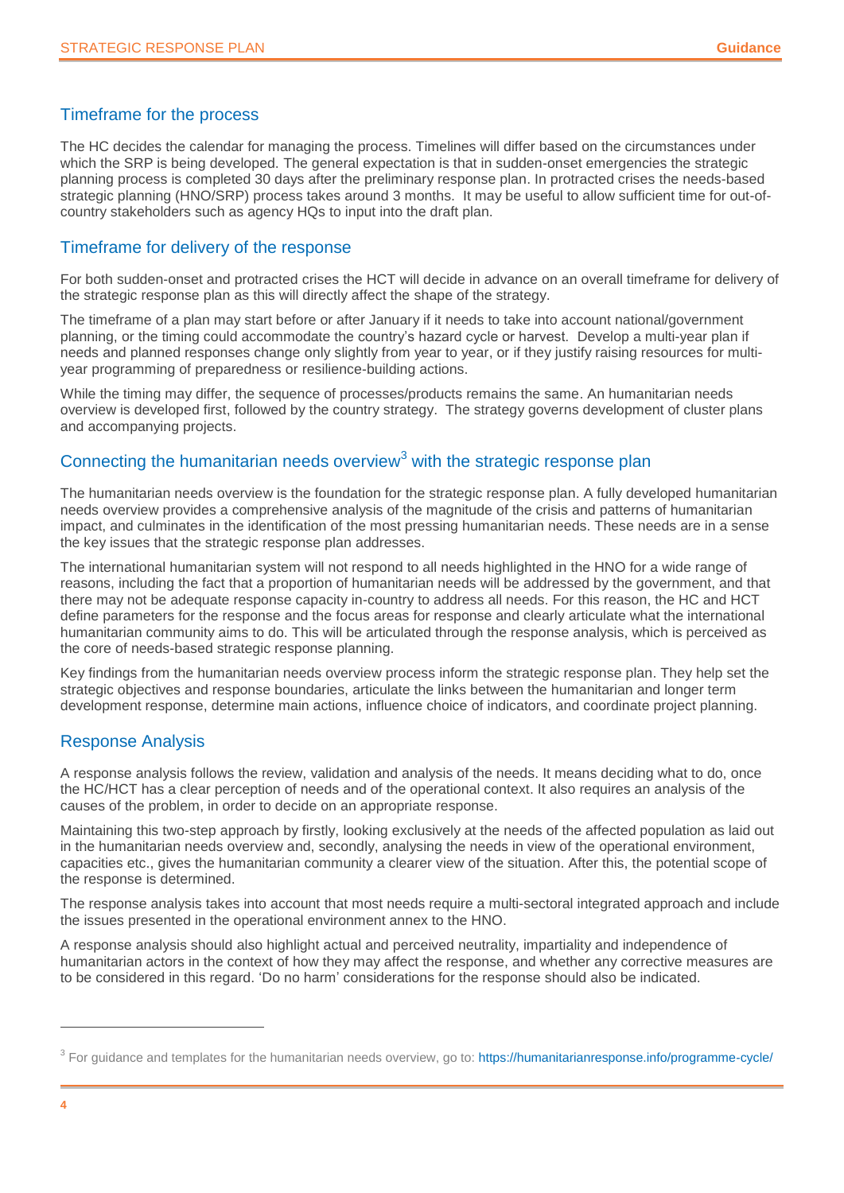## Timeframe for the process

The HC decides the calendar for managing the process. Timelines will differ based on the circumstances under which the SRP is being developed. The general expectation is that in sudden-onset emergencies the strategic planning process is completed 30 days after the preliminary response plan. In protracted crises the needs-based strategic planning (HNO/SRP) process takes around 3 months. It may be useful to allow sufficient time for out-of-country stakeholders such as agency HQs to input into the draft plan.

## Timeframe for delivery of the response

For both sudden-onset and protracted crises the HCT will decide in advance on an overall timeframe for delivery of the strategic response plan as this will directly affect the shape of the strategy.

The timeframe of a plan may start before or after January if it needs to take into account national/government planning, or the timing could accommodate the country's hazard cycle or harvest. Develop a multi-year plan if needs and planned responses change only slightly from year to year, or if they justify raising resources for multi-year programming of preparedness or resilience-building actions.

While the timing may differ, the sequence of processes/products remains the same. An humanitarian needs overview is developed first, followed by the country strategy. The strategy governs development of cluster plans and accompanying projects.

## Connecting the humanitarian needs overview[3] with the strategic response plan

The humanitarian needs overview is the foundation for the strategic response plan. A fully developed humanitarian needs overview provides a comprehensive analysis of the magnitude of the crisis and patterns of humanitarian impact, and culminates in the identification of the most pressing humanitarian needs. These needs are in a sense the key issues that the strategic response plan addresses.

The international humanitarian system will not respond to all needs highlighted in the HNO for a wide range of reasons, including the fact that a proportion of humanitarian needs will be addressed by the government, and that there may not be adequate response capacity in-country to address all needs. For this reason, the HC and HCT define parameters for the response and the focus areas for response and clearly articulate what the international humanitarian community aims to do. This will be articulated through the response analysis, which is perceived as the core of needs-based strategic response planning.

Key findings from the humanitarian needs overview process inform the strategic response plan. They help set the strategic objectives and response boundaries, articulate the links between the humanitarian and longer term development response, determine main actions, influence choice of indicators, and coordinate project planning.

## Response Analysis

A response analysis follows the review, validation and analysis of the needs. It means deciding what to do, once the HC/HCT has a clear perception of needs and of the operational context. It also requires an analysis of the causes of the problem, in order to decide on an appropriate response.

Maintaining this two-step approach by firstly, looking exclusively at the needs of the affected population as laid out in the humanitarian needs overview and, secondly, analysing the needs in view of the operational environment, capacities etc., gives the humanitarian community a clearer view of the situation. After this, the potential scope of the response is determined.

The response analysis takes into account that most needs require a multi-sectoral integrated approach and include the issues presented in the operational environment annex to the HNO.

A response analysis should also highlight actual and perceived neutrality, impartiality and independence of humanitarian actors in the context of how they may affect the response, and whether any corrective measures are to be considered in this regard. 'Do no harm' considerations for the response should also be indicated.

[3] For guidance and templates for the humanitarian needs overview, go to: https://humanitarianresponse.info/programme-cycle/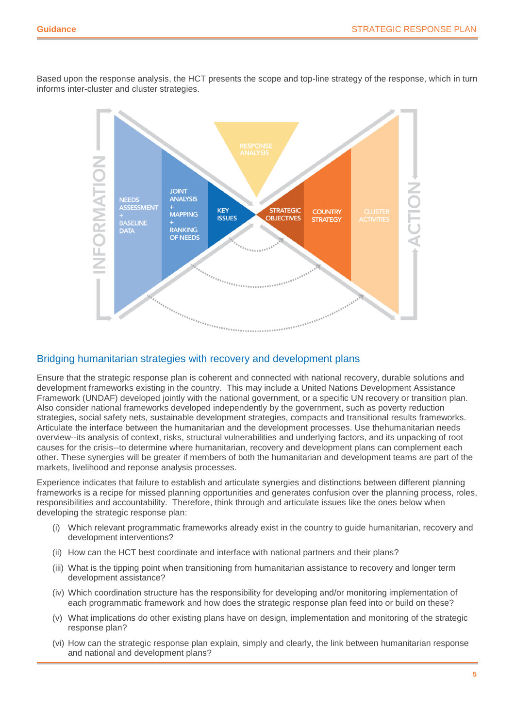Based upon the response analysis, the HCT presents the scope and top-line strategy of the response, which in turn informs inter-cluster and cluster strategies.

INFORMATION

NEEDS ASSESSMENT + BASELINE DATA

JOINT ANALYSIS + MAPPING + RANKING OF NEEDS

KEY ISSUES

RESPONSE ANALYSIS

STRATEGIC OBJECTIVES

COUNTRY STRATEGY

CLUSTER ACTIVITIES

ACTION

## Bridging humanitarian strategies with recovery and development plans

Ensure that the strategic response plan is coherent and connected with national recovery, durable solutions and development frameworks existing in the country. This may include a United Nations Development Assistance Framework (UNDAF) developed jointly with the national government, or a specific UN recovery or transition plan. Also consider national frameworks developed independently by the government, such as poverty reduction strategies, social safety nets, sustainable development strategies, compacts and transitional results frameworks. Articulate the interface between the humanitarian and the development processes. Use thehumanitarian needs overview--its analysis of context, risks, structural vulnerabilities and underlying factors, and its unpacking of root causes for the crisis--to determine where humanitarian, recovery and development plans can complement each other. These synergies will be greater if members of both the humanitarian and development teams are part of the markets, livelihood and reponse analysis processes.

Experience indicates that failure to establish and articulate synergies and distinctions between different planning frameworks is a recipe for missed planning opportunities and generates confusion over the planning process, roles, responsibilities and accountability. Therefore, think through and articulate issues like the ones below when developing the strategic response plan:

(i) Which relevant programmatic frameworks already exist in the country to guide humanitarian, recovery and development interventions?

(ii) How can the HCT best coordinate and interface with national partners and their plans?

(iii) What is the tipping point when transitioning from humanitarian assistance to recovery and longer term development assistance?

(iv) Which coordination structure has the responsibility for developing and/or monitoring implementation of each programmatic framework and how does the strategic response plan feed into or build on these?

(v) What implications do other existing plans have on design, implementation and monitoring of the strategic response plan?

(vi) How can the strategic response plan explain, simply and clearly, the link between humanitarian response and national and development plans?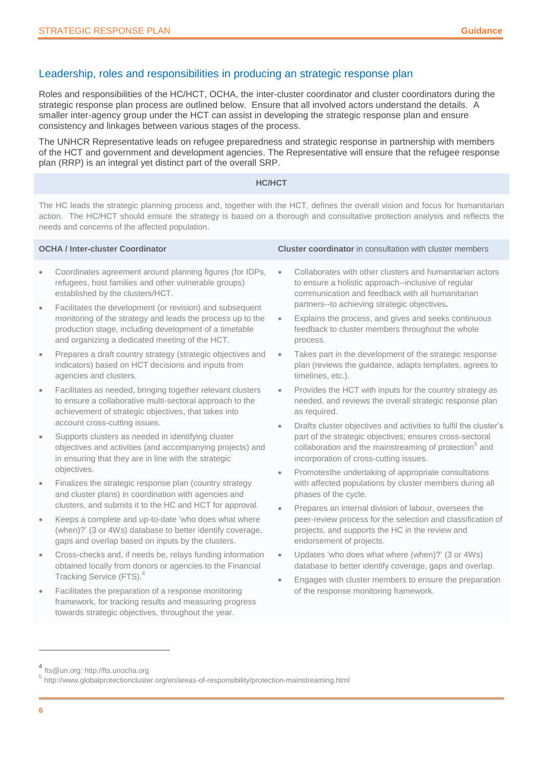## Leadership, roles and responsibilities in producing an strategic response plan

Roles and responsibilities of the HC/HCT, OCHA, the inter-cluster coordinator and cluster coordinators during the strategic response plan process are outlined below. Ensure that all involved actors understand the details. A smaller inter-agency group under the HCT can assist in developing the strategic response plan and ensure consistency and linkages between various stages of the process.

The UNHCR Representative leads on refugee preparedness and strategic response in partnership with members of the HCT and government and development agencies. The Representative will ensure that the refugee response plan (RRP) is an integral yet distinct part of the overall SRP.

**HC/HCT**

The HC leads the strategic planning process and, together with the HCT, defines the overall vision and focus for humanitarian action. The HC/HCT should ensure the strategy is based on a thorough and consultative protection analysis and reflects the needs and concerns of the affected population.

**OCHA / Inter-cluster Coordinator**

- Coordinates agreement around planning figures (for IDPs, refugees, host families and other vulnerable groups) established by the clusters/HCT.
- Facilitates the development (or revision) and subsequent monitoring of the strategy and leads the process up to the production stage, including development of a timetable and organizing a dedicated meeting of the HCT.
- Prepares a draft country strategy (strategic objectives and indicators) based on HCT decisions and inputs from agencies and clusters.
- Facilitates as needed, bringing together relevant clusters to ensure a collaborative multi-sectoral approach to the achievement of strategic objectives, that takes into account cross-cutting issues.
- Supports clusters as needed in identifying cluster objectives and activities (and accompanying projects) and in ensuring that they are in line with the strategic objectives.
- Finalizes the strategic response plan (country strategy and cluster plans) in coordination with agencies and clusters, and submits it to the HC and HCT for approval.
- Keeps a complete and up-to-date 'who does what where (when)?' (3 or 4Ws) database to better identify coverage, gaps and overlap based on inputs by the clusters.
- Cross-checks and, if needs be, relays funding information obtained locally from donors or agencies to the Financial Tracking Service (FTS).[4]
- Facilitates the preparation of a response monitoring framework, for tracking results and measuring progress towards strategic objectives, throughout the year.

**Cluster coordinator** in consultation with cluster members

- Collaborates with other clusters and humanitarian actors to ensure a holistic approach--inclusive of regular communication and feedback with all humanitarian partners--to achieving strategic objectives*.*
- Explains the process, and gives and seeks continuous feedback to cluster members throughout the whole process.
- Takes part in the development of the strategic response plan (reviews the guidance, adapts templates, agrees to timelines, etc.).
- Provides the HCT with inputs for the country strategy as needed, and reviews the overall strategic response plan as required.
- Drafts cluster objectives and activities to fulfil the cluster's part of the strategic objectives; ensures cross-sectoral collaboration and the mainstreaming of protection[5] and incorporation of cross-cutting issues.
- Promotesthe undertaking of appropriate consultations with affected populations by cluster members during all phases of the cycle.
- Prepares an internal division of labour, oversees the peer-review process for the selection and classification of projects, and supports the HC in the review and endorsement of projects.
- Updates 'who does what where (when)?' (3 or 4Ws) database to better identify coverage, gaps and overlap.
- Engages with cluster members to ensure the preparation of the response monitoring framework.

---

[4] fts@un.org; http://fts.unocha.org

[5] http://www.globalprotectioncluster.org/en/areas-of-responsibility/protection-mainstreaming.html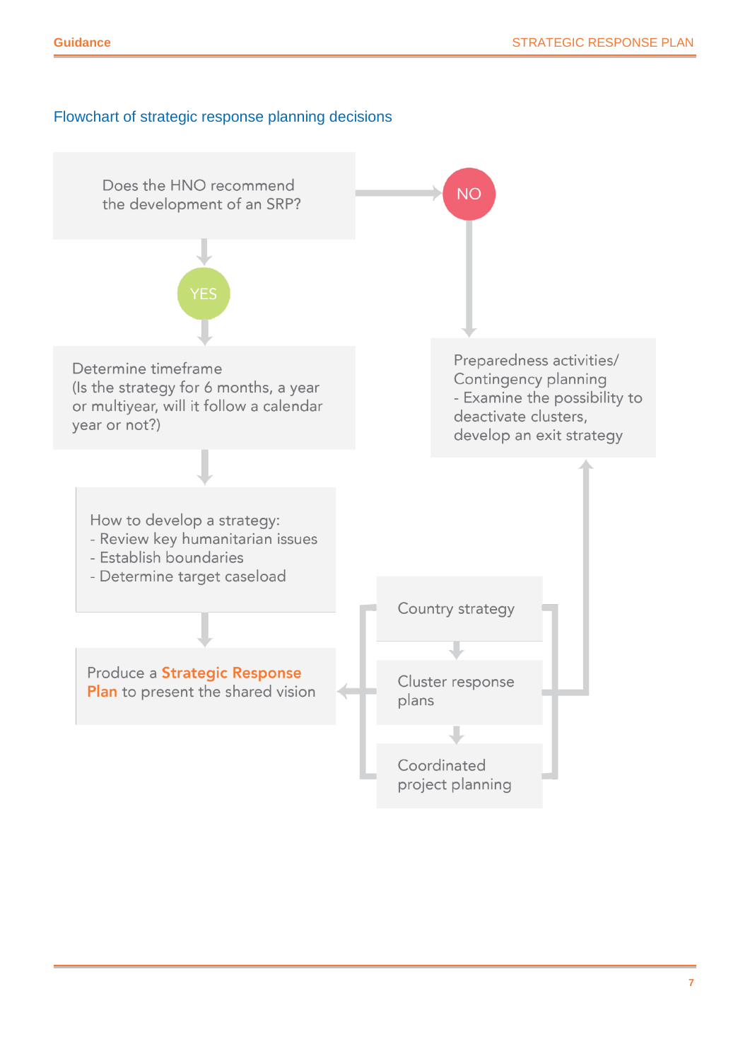### Flowchart of strategic response planning decisions

Does the HNO recommend the development of an SRP?

**YES**

Determine timeframe
(Is the strategy for 6 months, a year or multiyear, will it follow a calendar year or not?)

How to develop a strategy:
- Review key humanitarian issues
- Establish boundaries
- Determine target caseload

Produce a **Strategic Response Plan** to present the shared vision

Country strategy

Cluster response plans

Coordinated project planning

**NO**

Preparedness activities/
Contingency planning
- Examine the possibility to deactivate clusters, develop an exit strategy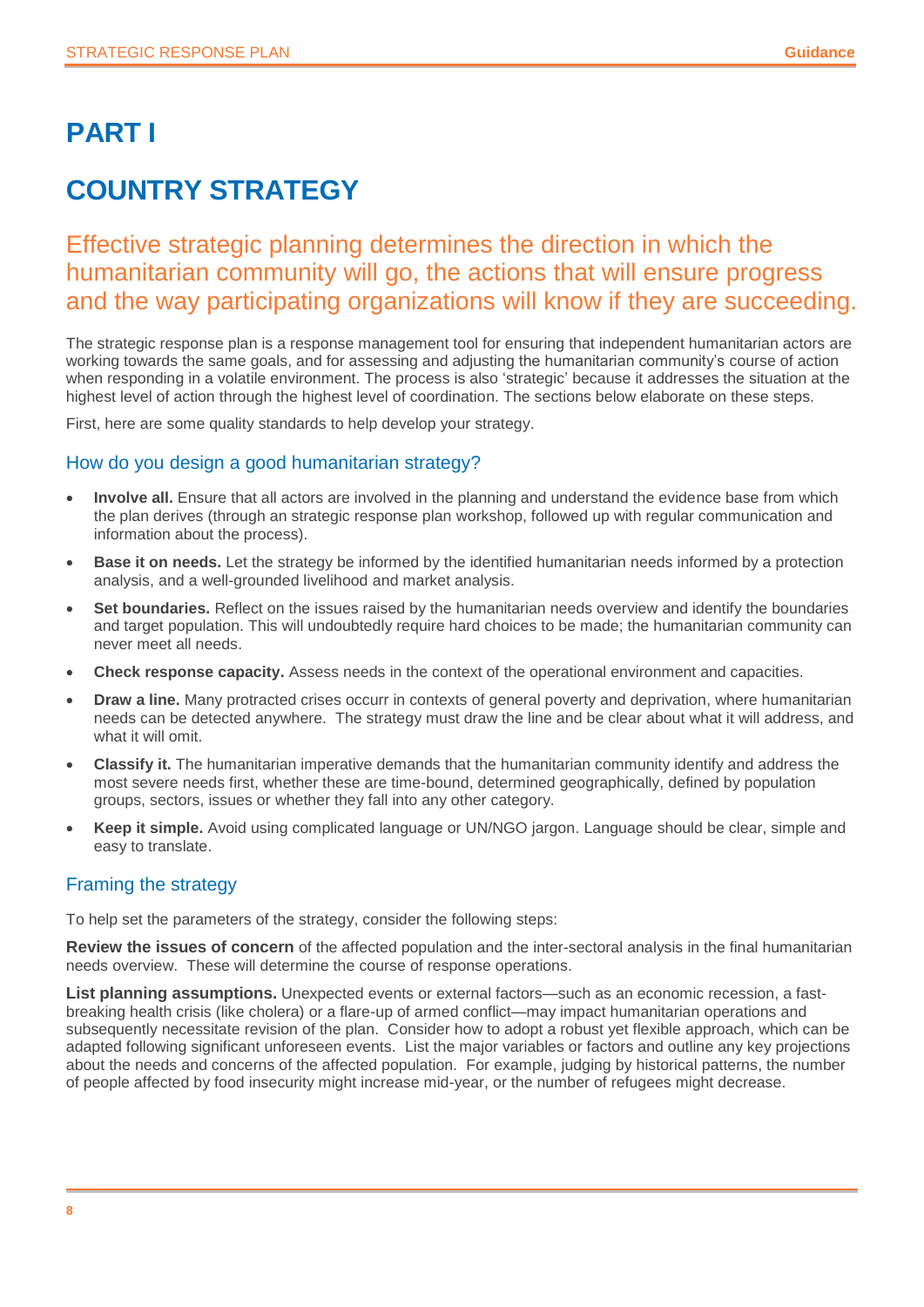# PART I

# COUNTRY STRATEGY

## Effective strategic planning determines the direction in which the humanitarian community will go, the actions that will ensure progress and the way participating organizations will know if they are succeeding.

The strategic response plan is a response management tool for ensuring that independent humanitarian actors are working towards the same goals, and for assessing and adjusting the humanitarian community's course of action when responding in a volatile environment. The process is also 'strategic' because it addresses the situation at the highest level of action through the highest level of coordination. The sections below elaborate on these steps.

First, here are some quality standards to help develop your strategy.

### How do you design a good humanitarian strategy?

- **Involve all.** Ensure that all actors are involved in the planning and understand the evidence base from which the plan derives (through an strategic response plan workshop, followed up with regular communication and information about the process).
- **Base it on needs.** Let the strategy be informed by the identified humanitarian needs informed by a protection analysis, and a well-grounded livelihood and market analysis.
- **Set boundaries.** Reflect on the issues raised by the humanitarian needs overview and identify the boundaries and target population. This will undoubtedly require hard choices to be made; the humanitarian community can never meet all needs.
- **Check response capacity.** Assess needs in the context of the operational environment and capacities.
- **Draw a line.** Many protracted crises occurr in contexts of general poverty and deprivation, where humanitarian needs can be detected anywhere. The strategy must draw the line and be clear about what it will address, and what it will omit.
- **Classify it.** The humanitarian imperative demands that the humanitarian community identify and address the most severe needs first, whether these are time-bound, determined geographically, defined by population groups, sectors, issues or whether they fall into any other category.
- **Keep it simple.** Avoid using complicated language or UN/NGO jargon. Language should be clear, simple and easy to translate.

### Framing the strategy

To help set the parameters of the strategy, consider the following steps:

**Review the issues of concern** of the affected population and the inter-sectoral analysis in the final humanitarian needs overview. These will determine the course of response operations.

**List planning assumptions.** Unexpected events or external factors—such as an economic recession, a fast-breaking health crisis (like cholera) or a flare-up of armed conflict—may impact humanitarian operations and subsequently necessitate revision of the plan. Consider how to adopt a robust yet flexible approach, which can be adapted following significant unforeseen events. List the major variables or factors and outline any key projections about the needs and concerns of the affected population. For example, judging by historical patterns, the number of people affected by food insecurity might increase mid-year, or the number of refugees might decrease.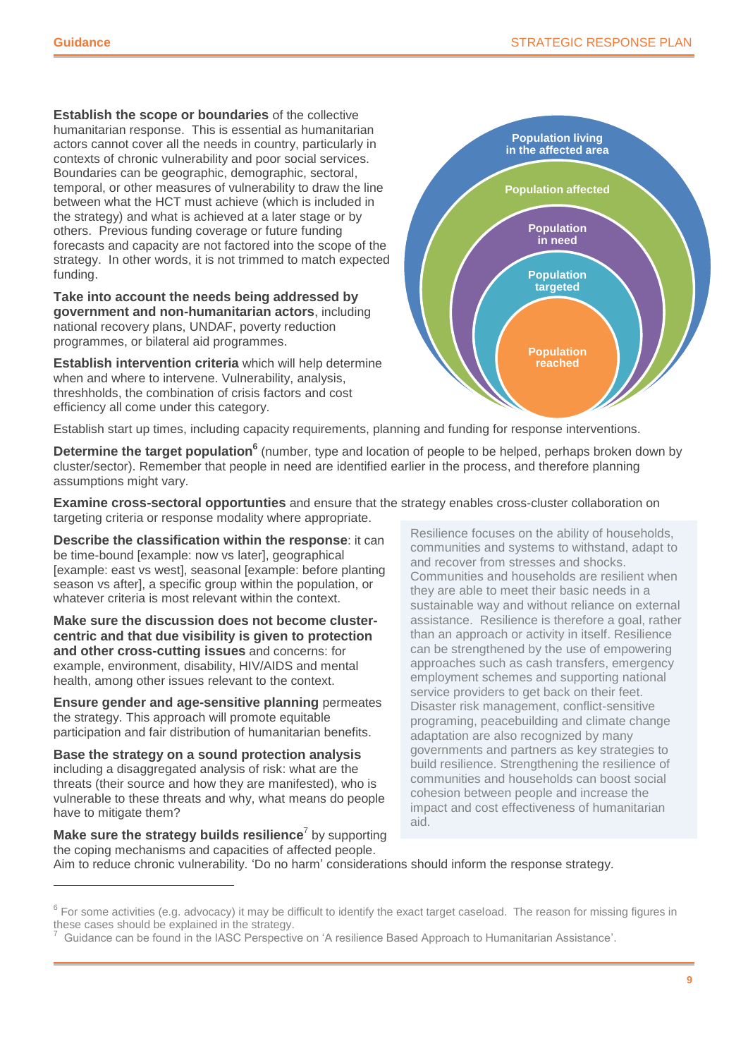**Establish the scope or boundaries** of the collective humanitarian response. This is essential as humanitarian actors cannot cover all the needs in country, particularly in contexts of chronic vulnerability and poor social services. Boundaries can be geographic, demographic, sectoral, temporal, or other measures of vulnerability to draw the line between what the HCT must achieve (which is included in the strategy) and what is achieved at a later stage or by others. Previous funding coverage or future funding forecasts and capacity are not factored into the scope of the strategy. In other words, it is not trimmed to match expected funding.

Population living in the affected area

Population affected

Population in need

Population targeted

Population reached

**Take into account the needs being addressed by government and non-humanitarian actors**, including national recovery plans, UNDAF, poverty reduction programmes, or bilateral aid programmes.

**Establish intervention criteria** which will help determine when and where to intervene. Vulnerability, analysis, threshholds, the combination of crisis factors and cost efficiency all come under this category.

Establish start up times, including capacity requirements, planning and funding for response interventions.

**Determine the target population**[6] (number, type and location of people to be helped, perhaps broken down by cluster/sector). Remember that people in need are identified earlier in the process, and therefore planning assumptions might vary.

**Examine cross-sectoral opportunties** and ensure that the strategy enables cross-cluster collaboration on targeting criteria or response modality where appropriate.

**Describe the classification within the response**: it can be time-bound [example: now vs later], geographical [example: east vs west], seasonal [example: before planting season vs after], a specific group within the population, or whatever criteria is most relevant within the context.

**Make sure the discussion does not become cluster-centric and that due visibility is given to protection and other cross-cutting issues** and concerns: for example, environment, disability, HIV/AIDS and mental health, among other issues relevant to the context.

**Ensure gender and age-sensitive planning** permeates the strategy. This approach will promote equitable participation and fair distribution of humanitarian benefits.

**Base the strategy on a sound protection analysis** including a disaggregated analysis of risk: what are the threats (their source and how they are manifested), who is vulnerable to these threats and why, what means do people have to mitigate them?

**Make sure the strategy builds resilience**[7] by supporting the coping mechanisms and capacities of affected people. Aim to reduce chronic vulnerability. 'Do no harm' considerations should inform the response strategy.

> Resilience focuses on the ability of households, communities and systems to withstand, adapt to and recover from stresses and shocks. Communities and households are resilient when they are able to meet their basic needs in a sustainable way and without reliance on external assistance. Resilience is therefore a goal, rather than an approach or activity in itself. Resilience can be strengthened by the use of empowering approaches such as cash transfers, emergency employment schemes and supporting national service providers to get back on their feet. Disaster risk management, conflict-sensitive programing, peacebuilding and climate change adaptation are also recognized by many governments and partners as key strategies to build resilience. Strengthening the resilience of communities and households can boost social cohesion between people and increase the impact and cost effectiveness of humanitarian aid.

---

[6] For some activities (e.g. advocacy) it may be difficult to identify the exact target caseload. The reason for missing figures in these cases should be explained in the strategy.

[7] Guidance can be found in the IASC Perspective on 'A resilience Based Approach to Humanitarian Assistance'.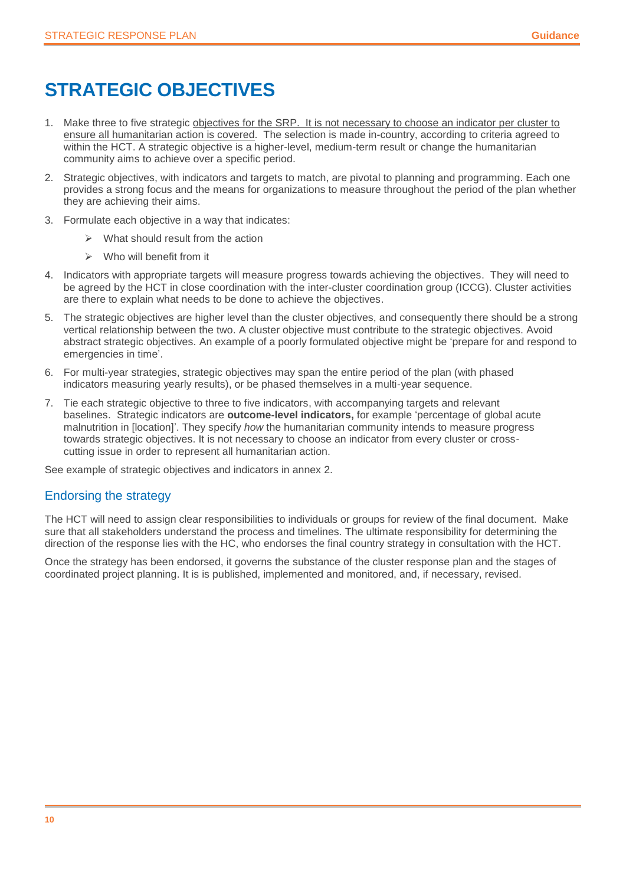# STRATEGIC OBJECTIVES

1. Make three to five strategic objectives for the SRP. It is not necessary to choose an indicator per cluster to ensure all humanitarian action is covered. The selection is made in-country, according to criteria agreed to within the HCT. A strategic objective is a higher-level, medium-term result or change the humanitarian community aims to achieve over a specific period.
2. Strategic objectives, with indicators and targets to match, are pivotal to planning and programming. Each one provides a strong focus and the means for organizations to measure throughout the period of the plan whether they are achieving their aims.
3. Formulate each objective in a way that indicates:
   - What should result from the action
   - Who will benefit from it
4. Indicators with appropriate targets will measure progress towards achieving the objectives. They will need to be agreed by the HCT in close coordination with the inter-cluster coordination group (ICCG). Cluster activities are there to explain what needs to be done to achieve the objectives.
5. The strategic objectives are higher level than the cluster objectives, and consequently there should be a strong vertical relationship between the two. A cluster objective must contribute to the strategic objectives. Avoid abstract strategic objectives. An example of a poorly formulated objective might be 'prepare for and respond to emergencies in time'.
6. For multi-year strategies, strategic objectives may span the entire period of the plan (with phased indicators measuring yearly results), or be phased themselves in a multi-year sequence.
7. Tie each strategic objective to three to five indicators, with accompanying targets and relevant baselines. Strategic indicators are **outcome-level indicators,** for example 'percentage of global acute malnutrition in [location]'. They specify *how* the humanitarian community intends to measure progress towards strategic objectives. It is not necessary to choose an indicator from every cluster or cross-cutting issue in order to represent all humanitarian action.

See example of strategic objectives and indicators in annex 2.

## Endorsing the strategy

The HCT will need to assign clear responsibilities to individuals or groups for review of the final document. Make sure that all stakeholders understand the process and timelines. The ultimate responsibility for determining the direction of the response lies with the HC, who endorses the final country strategy in consultation with the HCT.

Once the strategy has been endorsed, it governs the substance of the cluster response plan and the stages of coordinated project planning. It is is published, implemented and monitored, and, if necessary, revised.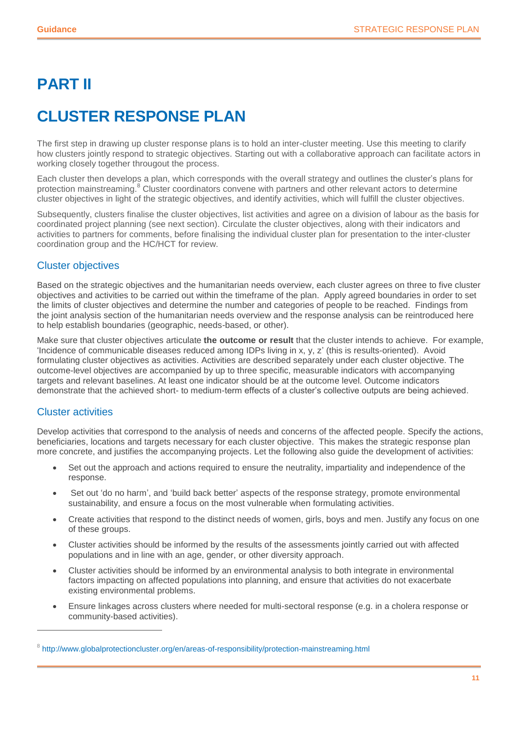# PART II

# CLUSTER RESPONSE PLAN

The first step in drawing up cluster response plans is to hold an inter-cluster meeting. Use this meeting to clarify how clusters jointly respond to strategic objectives. Starting out with a collaborative approach can facilitate actors in working closely together througout the process.

Each cluster then develops a plan, which corresponds with the overall strategy and outlines the cluster's plans for protection mainstreaming.[8] Cluster coordinators convene with partners and other relevant actors to determine cluster objectives in light of the strategic objectives, and identify activities, which will fulfill the cluster objectives.

Subsequently, clusters finalise the cluster objectives, list activities and agree on a division of labour as the basis for coordinated project planning (see next section). Circulate the cluster objectives, along with their indicators and activities to partners for comments, before finalising the individual cluster plan for presentation to the inter-cluster coordination group and the HC/HCT for review.

## Cluster objectives

Based on the strategic objectives and the humanitarian needs overview, each cluster agrees on three to five cluster objectives and activities to be carried out within the timeframe of the plan. Apply agreed boundaries in order to set the limits of cluster objectives and determine the number and categories of people to be reached. Findings from the joint analysis section of the humanitarian needs overview and the response analysis can be reintroduced here to help establish boundaries (geographic, needs-based, or other).

Make sure that cluster objectives articulate **the outcome or result** that the cluster intends to achieve. For example, 'Incidence of communicable diseases reduced among IDPs living in x, y, z' (this is results-oriented). Avoid formulating cluster objectives as activities. Activities are described separately under each cluster objective. The outcome-level objectives are accompanied by up to three specific, measurable indicators with accompanying targets and relevant baselines. At least one indicator should be at the outcome level. Outcome indicators demonstrate that the achieved short- to medium-term effects of a cluster's collective outputs are being achieved.

## Cluster activities

Develop activities that correspond to the analysis of needs and concerns of the affected people. Specify the actions, beneficiaries, locations and targets necessary for each cluster objective. This makes the strategic response plan more concrete, and justifies the accompanying projects. Let the following also guide the development of activities:

- Set out the approach and actions required to ensure the neutrality, impartiality and independence of the response.
- Set out 'do no harm', and 'build back better' aspects of the response strategy, promote environmental sustainability, and ensure a focus on the most vulnerable when formulating activities.
- Create activities that respond to the distinct needs of women, girls, boys and men. Justify any focus on one of these groups.
- Cluster activities should be informed by the results of the assessments jointly carried out with affected populations and in line with an age, gender, or other diversity approach.
- Cluster activities should be informed by an environmental analysis to both integrate in environmental factors impacting on affected populations into planning, and ensure that activities do not exacerbate existing environmental problems.
- Ensure linkages across clusters where needed for multi-sectoral response (e.g. in a cholera response or community-based activities).

---

[8] http://www.globalprotectioncluster.org/en/areas-of-responsibility/protection-mainstreaming.html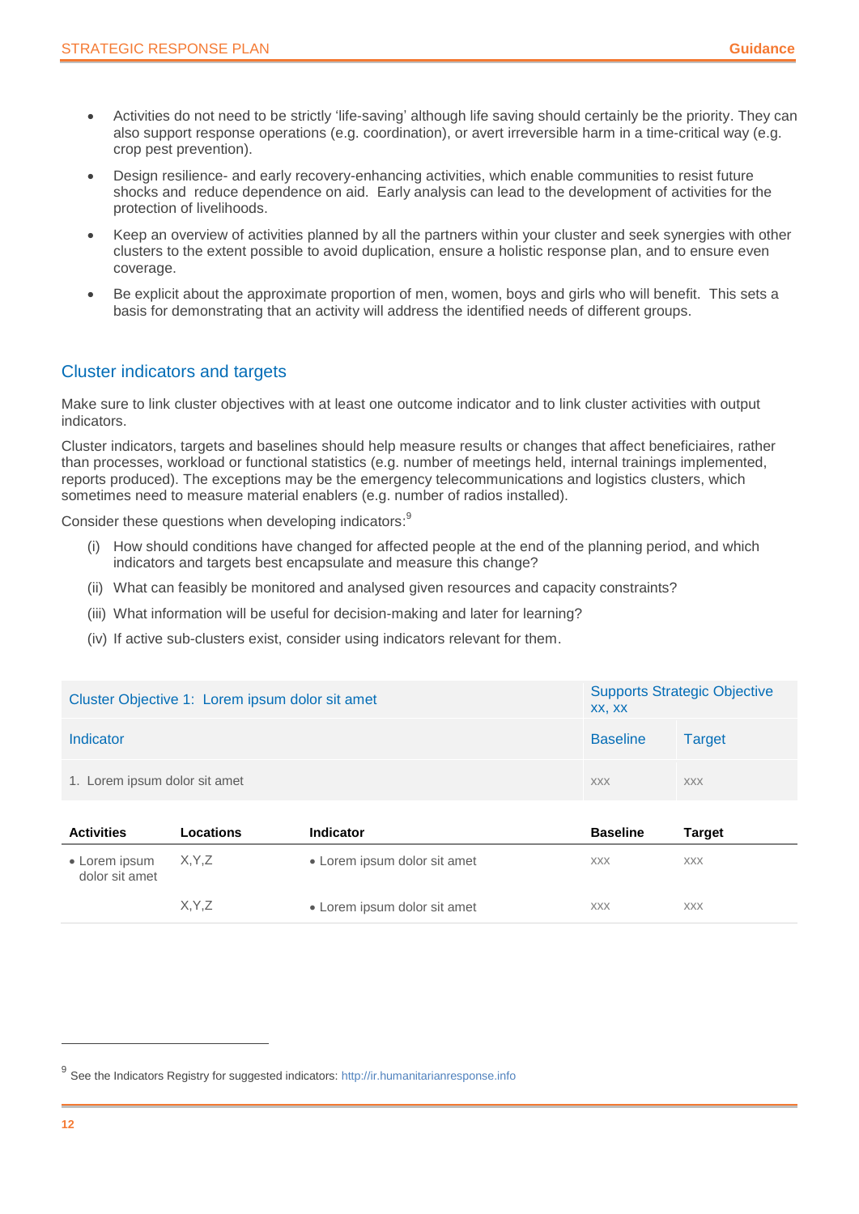- Activities do not need to be strictly 'life-saving' although life saving should certainly be the priority. They can also support response operations (e.g. coordination), or avert irreversible harm in a time-critical way (e.g. crop pest prevention).
- Design resilience- and early recovery-enhancing activities, which enable communities to resist future shocks and reduce dependence on aid. Early analysis can lead to the development of activities for the protection of livelihoods.
- Keep an overview of activities planned by all the partners within your cluster and seek synergies with other clusters to the extent possible to avoid duplication, ensure a holistic response plan, and to ensure even coverage.
- Be explicit about the approximate proportion of men, women, boys and girls who will benefit. This sets a basis for demonstrating that an activity will address the identified needs of different groups.

## Cluster indicators and targets

Make sure to link cluster objectives with at least one outcome indicator and to link cluster activities with output indicators.

Cluster indicators, targets and baselines should help measure results or changes that affect beneficiaires, rather than processes, workload or functional statistics (e.g. number of meetings held, internal trainings implemented, reports produced). The exceptions may be the emergency telecommunications and logistics clusters, which sometimes need to measure material enablers (e.g. number of radios installed).

Consider these questions when developing indicators:[9]

(i) How should conditions have changed for affected people at the end of the planning period, and which indicators and targets best encapsulate and measure this change?

(ii) What can feasibly be monitored and analysed given resources and capacity constraints?

(iii) What information will be useful for decision-making and later for learning?

(iv) If active sub-clusters exist, consider using indicators relevant for them.

| Cluster Objective 1: Lorem ipsum dolor sit amet | Supports Strategic Objective xx, xx | |
|---|---|---|
| Indicator | Baseline | Target |
| 1. Lorem ipsum dolor sit amet | xxx | xxx |

| Activities | Locations | Indicator | Baseline | Target |
|---|---|---|---|---|
| • Lorem ipsum dolor sit amet | X,Y,Z | • Lorem ipsum dolor sit amet | xxx | xxx |
| | X,Y,Z | • Lorem ipsum dolor sit amet | xxx | xxx |

[9] See the Indicators Registry for suggested indicators: http://ir.humanitarianresponse.info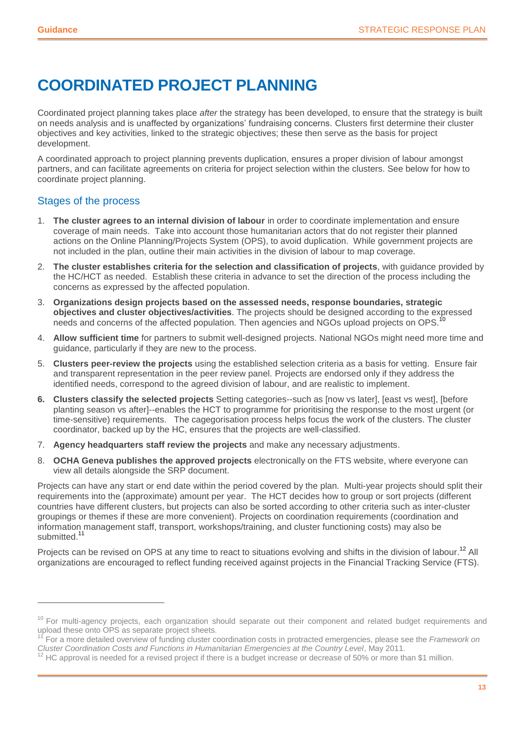# COORDINATED PROJECT PLANNING

Coordinated project planning takes place *after* the strategy has been developed, to ensure that the strategy is built on needs analysis and is unaffected by organizations' fundraising concerns. Clusters first determine their cluster objectives and key activities, linked to the strategic objectives; these then serve as the basis for project development.

A coordinated approach to project planning prevents duplication, ensures a proper division of labour amongst partners, and can facilitate agreements on criteria for project selection within the clusters. See below for how to coordinate project planning.

## Stages of the process

1. **The cluster agrees to an internal division of labour** in order to coordinate implementation and ensure coverage of main needs. Take into account those humanitarian actors that do not register their planned actions on the Online Planning/Projects System (OPS), to avoid duplication. While government projects are not included in the plan, outline their main activities in the division of labour to map coverage.
2. **The cluster establishes criteria for the selection and classification of projects**, with guidance provided by the HC/HCT as needed. Establish these criteria in advance to set the direction of the process including the concerns as expressed by the affected population.
3. **Organizations design projects based on the assessed needs, response boundaries, strategic objectives and cluster objectives/activities**. The projects should be designed according to the expressed needs and concerns of the affected population. Then agencies and NGOs upload projects on OPS.[10]
4. **Allow sufficient time** for partners to submit well-designed projects. National NGOs might need more time and guidance, particularly if they are new to the process.
5. **Clusters peer-review the projects** using the established selection criteria as a basis for vetting. Ensure fair and transparent representation in the peer review panel. Projects are endorsed only if they address the identified needs, correspond to the agreed division of labour, and are realistic to implement.
6. **Clusters classify the selected projects** Setting categories--such as [now vs later], [east vs west], [before planting season vs after]--enables the HCT to programme for prioritising the response to the most urgent (or time-sensitive) requirements. The cagegorisation process helps focus the work of the clusters. The cluster coordinator, backed up by the HC, ensures that the projects are well-classified.
7. **Agency headquarters staff review the projects** and make any necessary adjustments.
8. **OCHA Geneva publishes the approved projects** electronically on the FTS website, where everyone can view all details alongside the SRP document.

Projects can have any start or end date within the period covered by the plan. Multi-year projects should split their requirements into the (approximate) amount per year. The HCT decides how to group or sort projects (different countries have different clusters, but projects can also be sorted according to other criteria such as inter-cluster groupings or themes if these are more convenient). Projects on coordination requirements (coordination and information management staff, transport, workshops/training, and cluster functioning costs) may also be submitted.[11]

Projects can be revised on OPS at any time to react to situations evolving and shifts in the division of labour.[12] All organizations are encouraged to reflect funding received against projects in the Financial Tracking Service (FTS).

---

[10] For multi-agency projects, each organization should separate out their component and related budget requirements and upload these onto OPS as separate project sheets.

[11] For a more detailed overview of funding cluster coordination costs in protracted emergencies, please see the *Framework on Cluster Coordination Costs and Functions in Humanitarian Emergencies at the Country Level*, May 2011.

[12] HC approval is needed for a revised project if there is a budget increase or decrease of 50% or more than $1 million.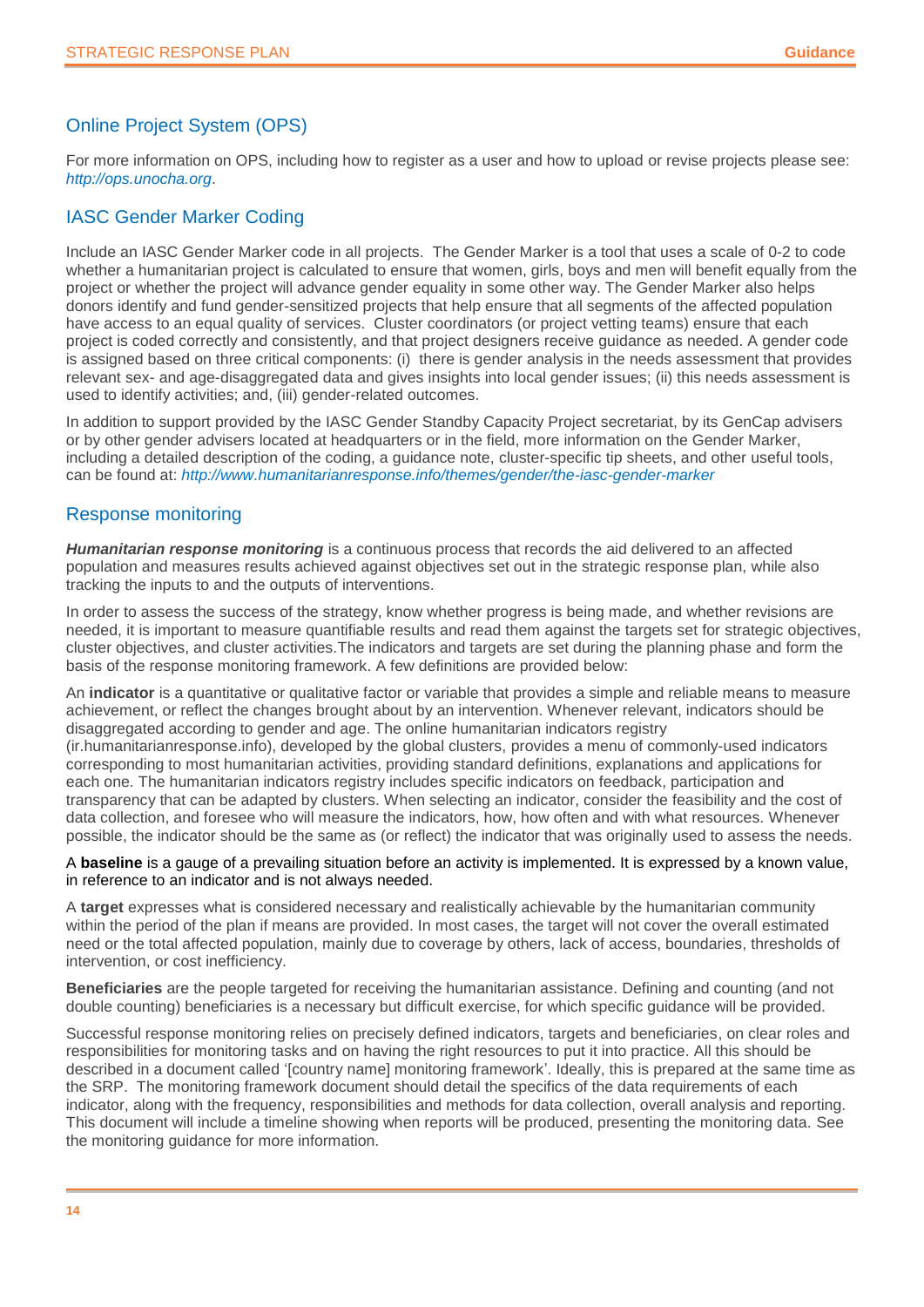## Online Project System (OPS)

For more information on OPS, including how to register as a user and how to upload or revise projects please see: *http://ops.unocha.org*.

## IASC Gender Marker Coding

Include an IASC Gender Marker code in all projects. The Gender Marker is a tool that uses a scale of 0-2 to code whether a humanitarian project is calculated to ensure that women, girls, boys and men will benefit equally from the project or whether the project will advance gender equality in some other way. The Gender Marker also helps donors identify and fund gender-sensitized projects that help ensure that all segments of the affected population have access to an equal quality of services. Cluster coordinators (or project vetting teams) ensure that each project is coded correctly and consistently, and that project designers receive guidance as needed. A gender code is assigned based on three critical components: (i) there is gender analysis in the needs assessment that provides relevant sex- and age-disaggregated data and gives insights into local gender issues; (ii) this needs assessment is used to identify activities; and, (iii) gender-related outcomes.

In addition to support provided by the IASC Gender Standby Capacity Project secretariat, by its GenCap advisers or by other gender advisers located at headquarters or in the field, more information on the Gender Marker, including a detailed description of the coding, a guidance note, cluster-specific tip sheets, and other useful tools, can be found at: *http://www.humanitarianresponse.info/themes/gender/the-iasc-gender-marker*

## Response monitoring

***Humanitarian response monitoring*** is a continuous process that records the aid delivered to an affected population and measures results achieved against objectives set out in the strategic response plan, while also tracking the inputs to and the outputs of interventions.

In order to assess the success of the strategy, know whether progress is being made, and whether revisions are needed, it is important to measure quantifiable results and read them against the targets set for strategic objectives, cluster objectives, and cluster activities.The indicators and targets are set during the planning phase and form the basis of the response monitoring framework. A few definitions are provided below:

An **indicator** is a quantitative or qualitative factor or variable that provides a simple and reliable means to measure achievement, or reflect the changes brought about by an intervention. Whenever relevant, indicators should be disaggregated according to gender and age. The online humanitarian indicators registry (ir.humanitarianresponse.info), developed by the global clusters, provides a menu of commonly-used indicators corresponding to most humanitarian activities, providing standard definitions, explanations and applications for each one. The humanitarian indicators registry includes specific indicators on feedback, participation and transparency that can be adapted by clusters. When selecting an indicator, consider the feasibility and the cost of data collection, and foresee who will measure the indicators, how, how often and with what resources. Whenever possible, the indicator should be the same as (or reflect) the indicator that was originally used to assess the needs.

A **baseline** is a gauge of a prevailing situation before an activity is implemented. It is expressed by a known value, in reference to an indicator and is not always needed.

A **target** expresses what is considered necessary and realistically achievable by the humanitarian community within the period of the plan if means are provided. In most cases, the target will not cover the overall estimated need or the total affected population, mainly due to coverage by others, lack of access, boundaries, thresholds of intervention, or cost inefficiency.

**Beneficiaries** are the people targeted for receiving the humanitarian assistance. Defining and counting (and not double counting) beneficiaries is a necessary but difficult exercise, for which specific guidance will be provided.

Successful response monitoring relies on precisely defined indicators, targets and beneficiaries, on clear roles and responsibilities for monitoring tasks and on having the right resources to put it into practice. All this should be described in a document called '[country name] monitoring framework'. Ideally, this is prepared at the same time as the SRP. The monitoring framework document should detail the specifics of the data requirements of each indicator, along with the frequency, responsibilities and methods for data collection, overall analysis and reporting. This document will include a timeline showing when reports will be produced, presenting the monitoring data. See the monitoring guidance for more information.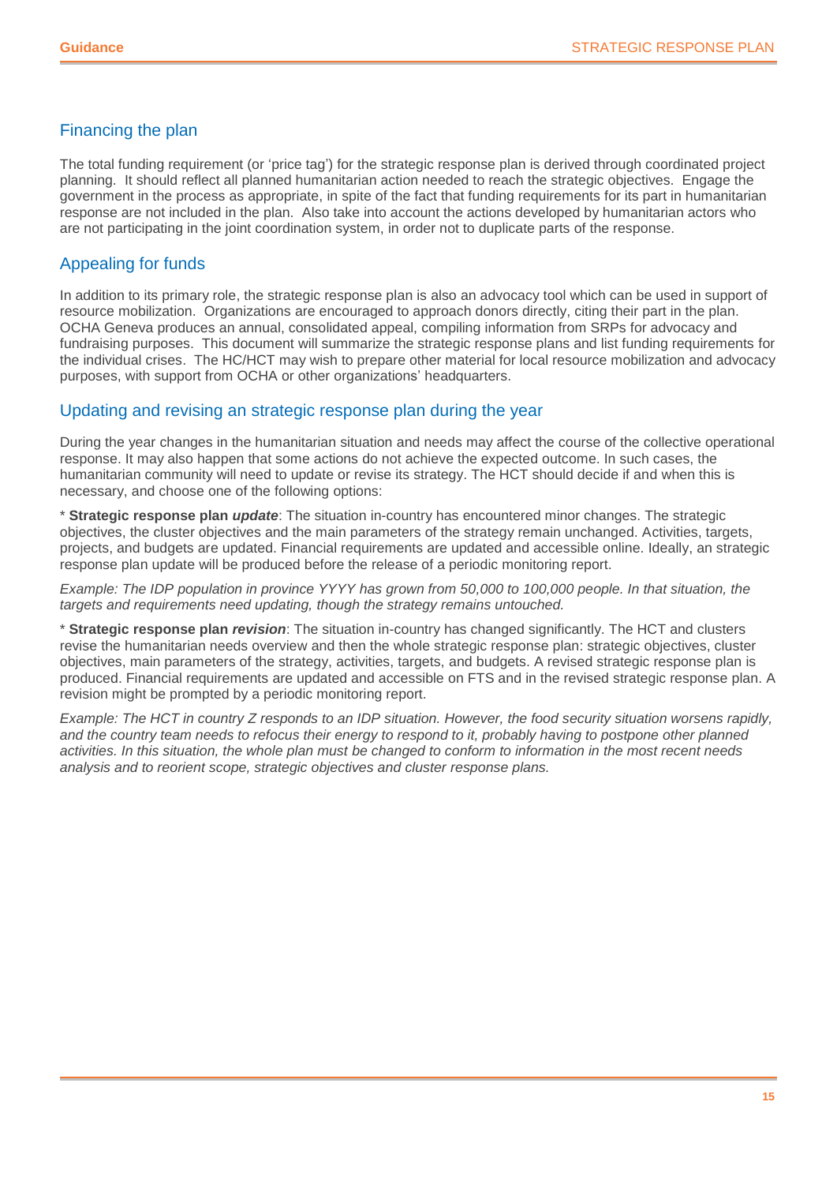## Financing the plan

The total funding requirement (or 'price tag') for the strategic response plan is derived through coordinated project planning. It should reflect all planned humanitarian action needed to reach the strategic objectives. Engage the government in the process as appropriate, in spite of the fact that funding requirements for its part in humanitarian response are not included in the plan. Also take into account the actions developed by humanitarian actors who are not participating in the joint coordination system, in order not to duplicate parts of the response.

## Appealing for funds

In addition to its primary role, the strategic response plan is also an advocacy tool which can be used in support of resource mobilization. Organizations are encouraged to approach donors directly, citing their part in the plan. OCHA Geneva produces an annual, consolidated appeal, compiling information from SRPs for advocacy and fundraising purposes. This document will summarize the strategic response plans and list funding requirements for the individual crises. The HC/HCT may wish to prepare other material for local resource mobilization and advocacy purposes, with support from OCHA or other organizations' headquarters.

## Updating and revising an strategic response plan during the year

During the year changes in the humanitarian situation and needs may affect the course of the collective operational response. It may also happen that some actions do not achieve the expected outcome. In such cases, the humanitarian community will need to update or revise its strategy. The HCT should decide if and when this is necessary, and choose one of the following options:

* **Strategic response plan *update***: The situation in-country has encountered minor changes. The strategic objectives, the cluster objectives and the main parameters of the strategy remain unchanged. Activities, targets, projects, and budgets are updated. Financial requirements are updated and accessible online. Ideally, an strategic response plan update will be produced before the release of a periodic monitoring report.

*Example: The IDP population in province YYYY has grown from 50,000 to 100,000 people. In that situation, the targets and requirements need updating, though the strategy remains untouched.*

* **Strategic response plan *revision***: The situation in-country has changed significantly. The HCT and clusters revise the humanitarian needs overview and then the whole strategic response plan: strategic objectives, cluster objectives, main parameters of the strategy, activities, targets, and budgets. A revised strategic response plan is produced. Financial requirements are updated and accessible on FTS and in the revised strategic response plan. A revision might be prompted by a periodic monitoring report.

*Example: The HCT in country Z responds to an IDP situation. However, the food security situation worsens rapidly, and the country team needs to refocus their energy to respond to it, probably having to postpone other planned activities. In this situation, the whole plan must be changed to conform to information in the most recent needs analysis and to reorient scope, strategic objectives and cluster response plans.*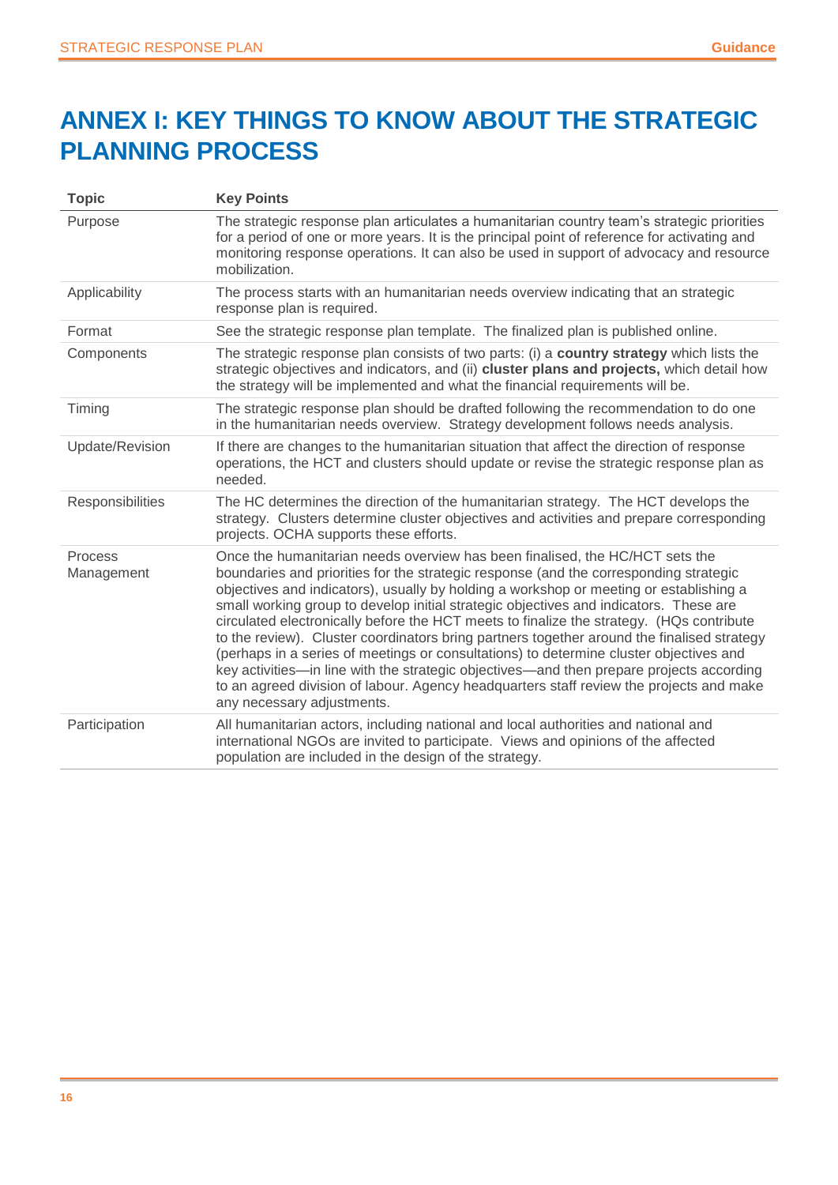# ANNEX I: KEY THINGS TO KNOW ABOUT THE STRATEGIC PLANNING PROCESS

| Topic | Key Points |
|---|---|
| Purpose | The strategic response plan articulates a humanitarian country team's strategic priorities for a period of one or more years. It is the principal point of reference for activating and monitoring response operations. It can also be used in support of advocacy and resource mobilization. |
| Applicability | The process starts with an humanitarian needs overview indicating that an strategic response plan is required. |
| Format | See the strategic response plan template. The finalized plan is published online. |
| Components | The strategic response plan consists of two parts: (i) a **country strategy** which lists the strategic objectives and indicators, and (ii) **cluster plans and projects,** which detail how the strategy will be implemented and what the financial requirements will be. |
| Timing | The strategic response plan should be drafted following the recommendation to do one in the humanitarian needs overview. Strategy development follows needs analysis. |
| Update/Revision | If there are changes to the humanitarian situation that affect the direction of response operations, the HCT and clusters should update or revise the strategic response plan as needed. |
| Responsibilities | The HC determines the direction of the humanitarian strategy. The HCT develops the strategy. Clusters determine cluster objectives and activities and prepare corresponding projects. OCHA supports these efforts. |
| Process Management | Once the humanitarian needs overview has been finalised, the HC/HCT sets the boundaries and priorities for the strategic response (and the corresponding strategic objectives and indicators), usually by holding a workshop or meeting or establishing a small working group to develop initial strategic objectives and indicators. These are circulated electronically before the HCT meets to finalize the strategy. (HQs contribute to the review). Cluster coordinators bring partners together around the finalised strategy (perhaps in a series of meetings or consultations) to determine cluster objectives and key activities—in line with the strategic objectives—and then prepare projects according to an agreed division of labour. Agency headquarters staff review the projects and make any necessary adjustments. |
| Participation | All humanitarian actors, including national and local authorities and national and international NGOs are invited to participate. Views and opinions of the affected population are included in the design of the strategy. |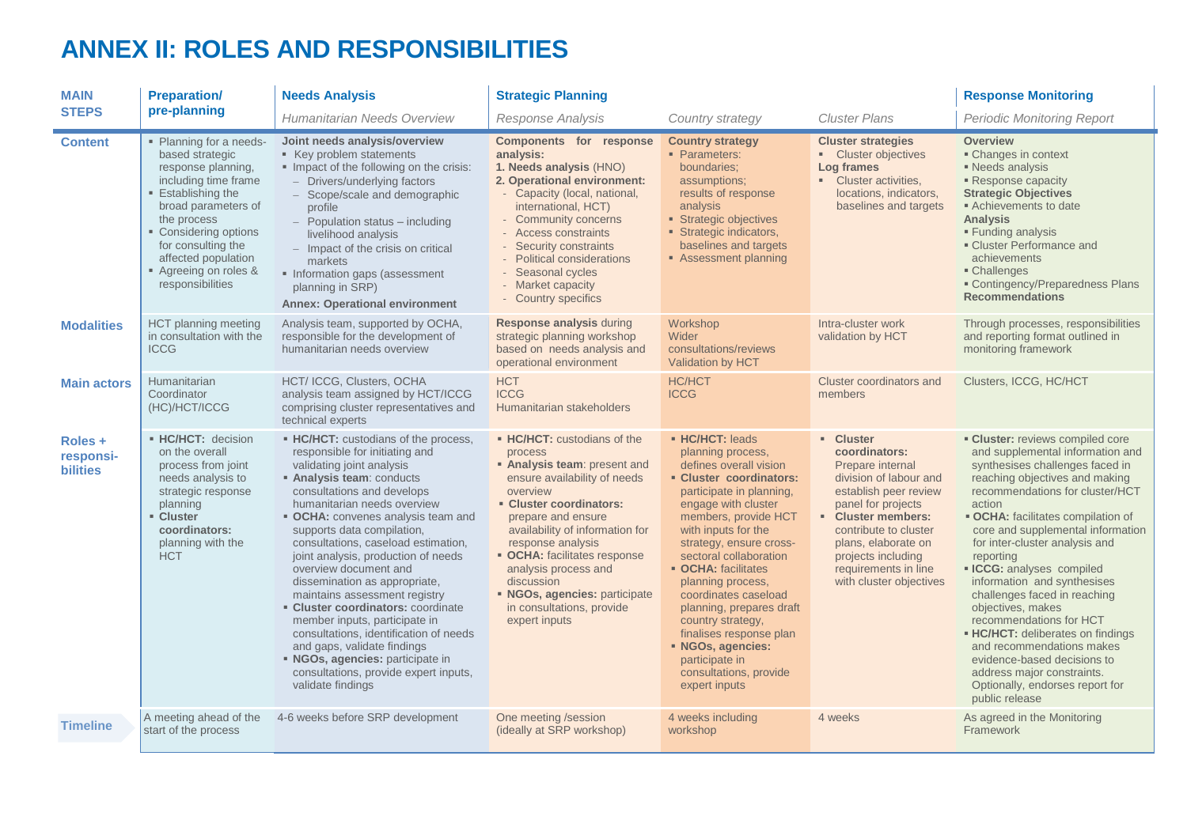# ANNEX II: ROLES AND RESPONSIBILITIES

| MAIN STEPS | Preparation/ pre-planning | Needs Analysis | Strategic Planning | | | Response Monitoring |
|---|---|---|---|---|---|---|
| | | *Humanitarian Needs Overview* | *Response Analysis* | *Country strategy* | *Cluster Plans* | *Periodic Monitoring Report* |
| **Content** | ▪ Planning for a needs-based strategic response planning, including time frame<br>▪ Establishing the broad parameters of the process<br>▪ Considering options for consulting the affected population<br>▪ Agreeing on roles & responsibilities | **Joint needs analysis/overview**<br>▪ Key problem statements<br>▪ Impact of the following on the crisis:<br>– Drivers/underlying factors<br>– Scope/scale and demographic profile<br>– Population status – including livelihood analysis<br>– Impact of the crisis on critical markets<br>▪ Information gaps (assessment planning in SRP)<br>**Annex: Operational environment** | **Components for response analysis:**<br>**1. Needs analysis** (HNO)<br>**2. Operational environment:**<br>- Capacity (local, national, international, HCT)<br>- Community concerns<br>- Access constraints<br>- Security constraints<br>- Political considerations<br>- Seasonal cycles<br>- Market capacity<br>- Country specifics | **Country strategy**<br>▪ Parameters: boundaries; assumptions; results of response analysis<br>▪ Strategic objectives<br>▪ Strategic indicators, baselines and targets<br>▪ Assessment planning | **Cluster strategies**<br>▪ Cluster objectives<br>**Log frames**<br>▪ Cluster activities, locations, indicators, baselines and targets | **Overview**<br>▪ Changes in context<br>▪ Needs analysis<br>▪ Response capacity<br>**Strategic Objectives**<br>▪ Achievements to date<br>**Analysis**<br>▪ Funding analysis<br>▪ Cluster Performance and achievements<br>▪ Challenges<br>▪ Contingency/Preparedness Plans<br>**Recommendations** |
| **Modalities** | HCT planning meeting in consultation with the ICCG | Analysis team, supported by OCHA, responsible for the development of humanitarian needs overview | **Response analysis** during strategic planning workshop based on needs analysis and operational environment | Workshop<br>Wider consultations/reviews<br>Validation by HCT | Intra-cluster work validation by HCT | Through processes, responsibilities and reporting format outlined in monitoring framework |
| **Main actors** | Humanitarian Coordinator (HC)/HCT/ICCG | HCT/ ICCG, Clusters, OCHA analysis team assigned by HCT/ICCG comprising cluster representatives and technical experts | HCT<br>ICCG<br>Humanitarian stakeholders | HC/HCT<br>ICCG | Cluster coordinators and members | Clusters, ICCG, HC/HCT |
| **Roles + responsi-bilities** | ▪ **HC/HCT:** decision on the overall process from joint needs analysis to strategic response planning<br>▪ **Cluster coordinators:** planning with the HCT | ▪ **HC/HCT:** custodians of the process, responsible for initiating and validating joint analysis<br>▪ **Analysis team**: conducts consultations and develops humanitarian needs overview<br>▪ **OCHA:** convenes analysis team and supports data compilation, consultations, caseload estimation, joint analysis, production of needs overview document and dissemination as appropriate, maintains assessment registry<br>▪ **Cluster coordinators:** coordinate member inputs, participate in consultations, identification of needs and gaps, validate findings<br>▪ **NGOs, agencies:** participate in consultations, provide expert inputs, validate findings | ▪ **HC/HCT:** custodians of the process<br>▪ **Analysis team**: present and ensure availability of needs overview<br>▪ **Cluster coordinators:** prepare and ensure availability of information for response analysis<br>▪ **OCHA:** facilitates response analysis process and discussion<br>▪ **NGOs, agencies:** participate in consultations, provide expert inputs | ▪ **HC/HCT:** leads planning process, defines overall vision<br>▪ **Cluster coordinators:** participate in planning, engage with cluster members, provide HCT with inputs for the strategy, ensure cross-sectoral collaboration<br>▪ **OCHA:** facilitates planning process, coordinates caseload planning, prepares draft country strategy, finalises response plan<br>▪ **NGOs, agencies:** participate in consultations, provide expert inputs | ▪ **Cluster coordinators:** Prepare internal division of labour and establish peer review panel for projects<br>▪ **Cluster members:** contribute to cluster plans, elaborate on projects including requirements in line with cluster objectives | ▪ **Cluster:** reviews compiled core and supplemental information and synthesises challenges faced in reaching objectives and making recommendations for cluster/HCT action<br>▪ **OCHA:** facilitates compilation of core and supplemental information for inter-cluster analysis and reporting<br>▪ **ICCG:** analyses compiled information and synthesises challenges faced in reaching objectives, makes recommendations for HCT<br>▪ **HC/HCT:** deliberates on findings and recommendations makes evidence-based decisions to address major constraints. Optionally, endorses report for public release |
| **Timeline** | A meeting ahead of the start of the process | 4-6 weeks before SRP development | One meeting /session (ideally at SRP workshop) | 4 weeks including workshop | 4 weeks | As agreed in the Monitoring Framework |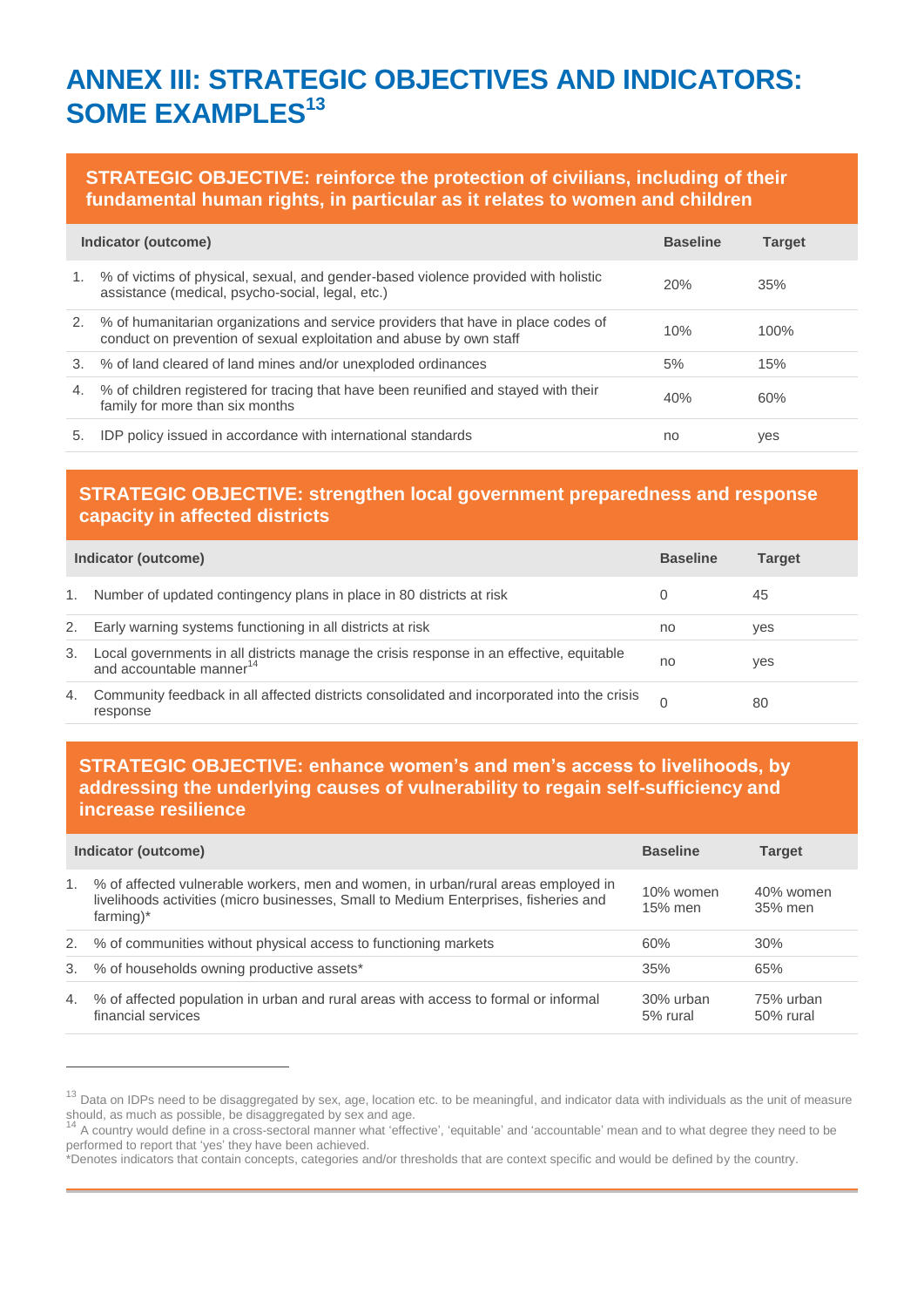# ANNEX III: STRATEGIC OBJECTIVES AND INDICATORS: SOME EXAMPLES[13]

## STRATEGIC OBJECTIVE: reinforce the protection of civilians, including of their fundamental human rights, in particular as it relates to women and children

| Indicator (outcome) | Baseline | Target |
|---|---|---|
| 1. % of victims of physical, sexual, and gender-based violence provided with holistic assistance (medical, psycho-social, legal, etc.) | 20% | 35% |
| 2. % of humanitarian organizations and service providers that have in place codes of conduct on prevention of sexual exploitation and abuse by own staff | 10% | 100% |
| 3. % of land cleared of land mines and/or unexploded ordinances | 5% | 15% |
| 4. % of children registered for tracing that have been reunified and stayed with their family for more than six months | 40% | 60% |
| 5. IDP policy issued in accordance with international standards | no | yes |

## STRATEGIC OBJECTIVE: strengthen local government preparedness and response capacity in affected districts

| Indicator (outcome) | Baseline | Target |
|---|---|---|
| 1. Number of updated contingency plans in place in 80 districts at risk | 0 | 45 |
| 2. Early warning systems functioning in all districts at risk | no | yes |
| 3. Local governments in all districts manage the crisis response in an effective, equitable and accountable manner[14] | no | yes |
| 4. Community feedback in all affected districts consolidated and incorporated into the crisis response | 0 | 80 |

## STRATEGIC OBJECTIVE: enhance women's and men's access to livelihoods, by addressing the underlying causes of vulnerability to regain self-sufficiency and increase resilience

| Indicator (outcome) | Baseline | Target |
|---|---|---|
| 1. % of affected vulnerable workers, men and women, in urban/rural areas employed in livelihoods activities (micro businesses, Small to Medium Enterprises, fisheries and farming)* | 10% women<br>15% men | 40% women<br>35% men |
| 2. % of communities without physical access to functioning markets | 60% | 30% |
| 3. % of households owning productive assets* | 35% | 65% |
| 4. % of affected population in urban and rural areas with access to formal or informal financial services | 30% urban<br>5% rural | 75% urban<br>50% rural |

---

[13] Data on IDPs need to be disaggregated by sex, age, location etc. to be meaningful, and indicator data with individuals as the unit of measure should, as much as possible, be disaggregated by sex and age.

[14] A country would define in a cross-sectoral manner what 'effective', 'equitable' and 'accountable' mean and to what degree they need to be performed to report that 'yes' they have been achieved.

*Denotes indicators that contain concepts, categories and/or thresholds that are context specific and would be defined by the country.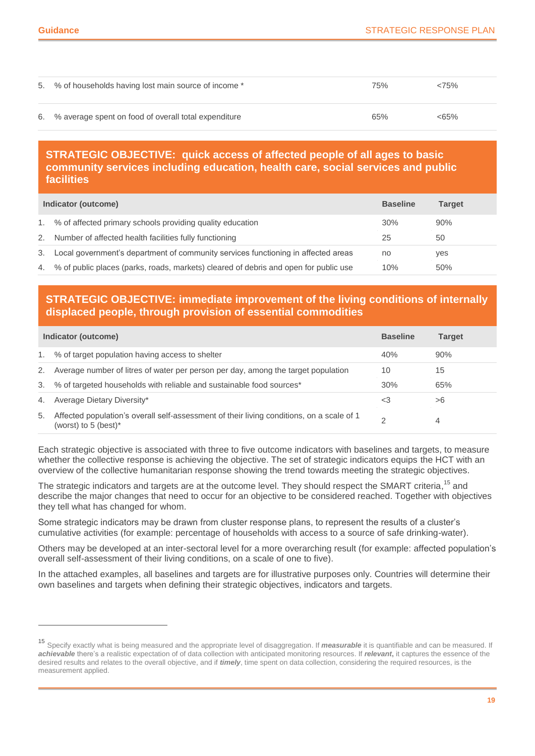| | | | |
|---|---|---|---|
| 5. | % of households having lost main source of income * | 75% | <75% |
| 6. | % average spent on food of overall total expenditure | 65% | <65% |

## STRATEGIC OBJECTIVE: quick access of affected people of all ages to basic community services including education, health care, social services and public facilities

| | Indicator (outcome) | Baseline | Target |
|---|---|---|---|
| 1. | % of affected primary schools providing quality education | 30% | 90% |
| 2. | Number of affected health facilities fully functioning | 25 | 50 |
| 3. | Local government's department of community services functioning in affected areas | no | yes |
| 4. | % of public places (parks, roads, markets) cleared of debris and open for public use | 10% | 50% |

## STRATEGIC OBJECTIVE: immediate improvement of the living conditions of internally displaced people, through provision of essential commodities

| | Indicator (outcome) | Baseline | Target |
|---|---|---|---|
| 1. | % of target population having access to shelter | 40% | 90% |
| 2. | Average number of litres of water per person per day, among the target population | 10 | 15 |
| 3. | % of targeted households with reliable and sustainable food sources* | 30% | 65% |
| 4. | Average Dietary Diversity* | <3 | >6 |
| 5. | Affected population's overall self-assessment of their living conditions, on a scale of 1 (worst) to 5 (best)* | 2 | 4 |

Each strategic objective is associated with three to five outcome indicators with baselines and targets, to measure whether the collective response is achieving the objective. The set of strategic indicators equips the HCT with an overview of the collective humanitarian response showing the trend towards meeting the strategic objectives.

The strategic indicators and targets are at the outcome level. They should respect the SMART criteria,[15] and describe the major changes that need to occur for an objective to be considered reached. Together with objectives they tell what has changed for whom.

Some strategic indicators may be drawn from cluster response plans, to represent the results of a cluster's cumulative activities (for example: percentage of households with access to a source of safe drinking-water).

Others may be developed at an inter-sectoral level for a more overarching result (for example: affected population's overall self-assessment of their living conditions, on a scale of one to five).

In the attached examples, all baselines and targets are for illustrative purposes only. Countries will determine their own baselines and targets when defining their strategic objectives, indicators and targets.

[15] Specify exactly what is being measured and the appropriate level of disaggregation. If ***measurable*** it is quantifiable and can be measured. If ***achievable*** there's a realistic expectation of data collection with anticipated monitoring resources. If ***relevant***, it captures the essence of the desired results and relates to the overall objective, and if ***timely***, time spent on data collection, considering the required resources, is the measurement applied.